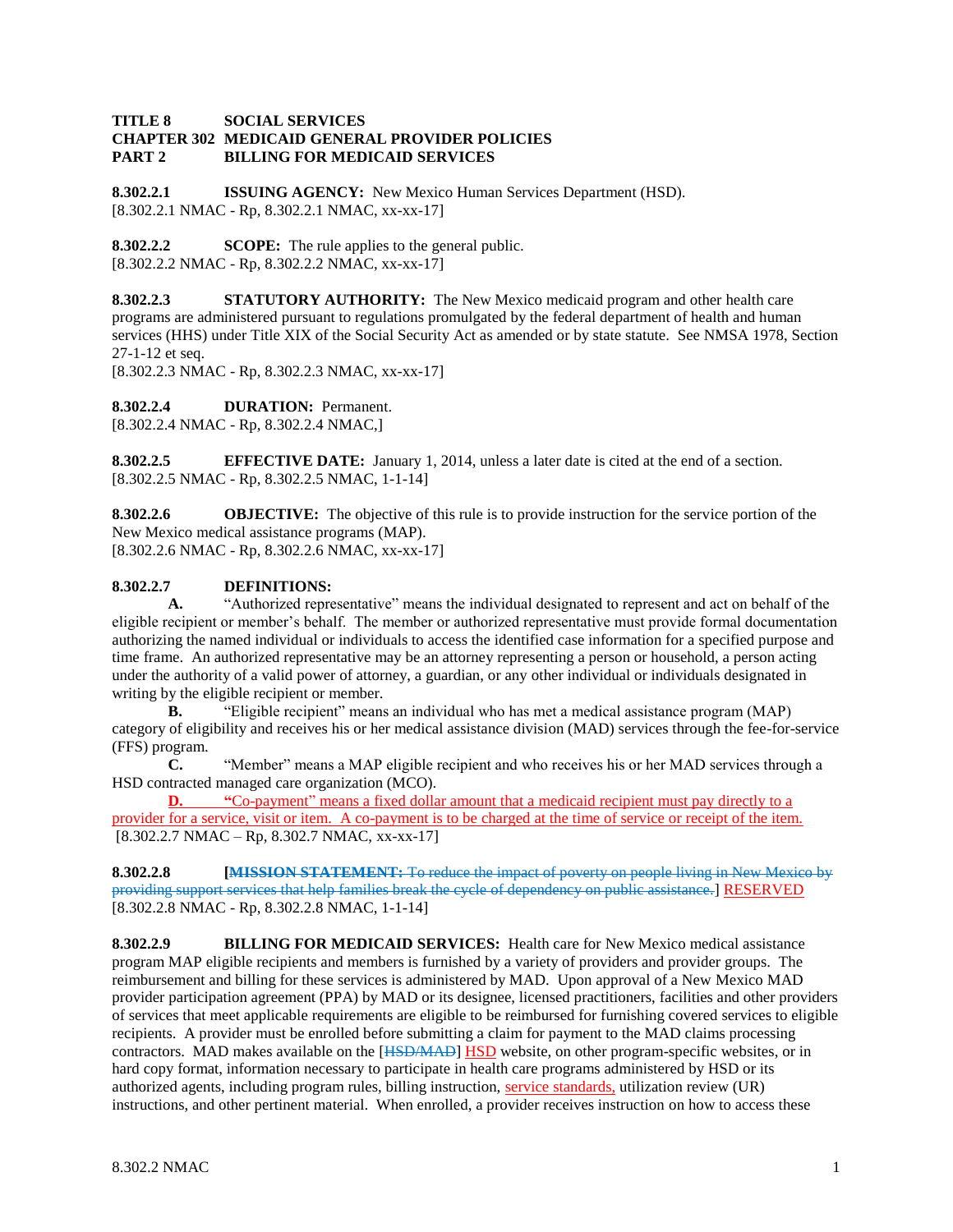**TITLE 8 SOCIAL SERVICES**
**CHAPTER 302 MEDICAID GENERAL PROVIDER POLICIES**
**PART 2 BILLING FOR MEDICAID SERVICES**

**8.302.2.1 ISSUING AGENCY:** New Mexico Human Services Department (HSD).
[8.302.2.1 NMAC - Rp, 8.302.2.1 NMAC, xx-xx-17]

**8.302.2.2 SCOPE:** The rule applies to the general public.
[8.302.2.2 NMAC - Rp, 8.302.2.2 NMAC, xx-xx-17]

**8.302.2.3 STATUTORY AUTHORITY:** The New Mexico medicaid program and other health care programs are administered pursuant to regulations promulgated by the federal department of health and human services (HHS) under Title XIX of the Social Security Act as amended or by state statute. See NMSA 1978, Section 27-1-12 et seq.
[8.302.2.3 NMAC - Rp, 8.302.2.3 NMAC, xx-xx-17]

**8.302.2.4 DURATION:** Permanent.
[8.302.2.4 NMAC - Rp, 8.302.2.4 NMAC,]

**8.302.2.5 EFFECTIVE DATE:** January 1, 2014, unless a later date is cited at the end of a section.
[8.302.2.5 NMAC - Rp, 8.302.2.5 NMAC, 1-1-14]

**8.302.2.6 OBJECTIVE:** The objective of this rule is to provide instruction for the service portion of the New Mexico medical assistance programs (MAP).
[8.302.2.6 NMAC - Rp, 8.302.2.6 NMAC, xx-xx-17]

**8.302.2.7 DEFINITIONS:**

**A.** "Authorized representative" means the individual designated to represent and act on behalf of the eligible recipient or member's behalf. The member or authorized representative must provide formal documentation authorizing the named individual or individuals to access the identified case information for a specified purpose and time frame. An authorized representative may be an attorney representing a person or household, a person acting under the authority of a valid power of attorney, a guardian, or any other individual or individuals designated in writing by the eligible recipient or member.

**B.** "Eligible recipient" means an individual who has met a medical assistance program (MAP) category of eligibility and receives his or her medical assistance division (MAD) services through the fee-for-service (FFS) program.

**C.** "Member" means a MAP eligible recipient and who receives his or her MAD services through a HSD contracted managed care organization (MCO).

**D.** "Co-payment" means a fixed dollar amount that a medicaid recipient must pay directly to a provider for a service, visit or item. A co-payment is to be charged at the time of service or receipt of the item.

[8.302.2.7 NMAC – Rp, 8.302.7 NMAC, xx-xx-17]

**8.302.2.8** [~~**MISSION STATEMENT:** To reduce the impact of poverty on people living in New Mexico by providing support services that help families break the cycle of dependency on public assistance.~~] RESERVED
[8.302.2.8 NMAC - Rp, 8.302.2.8 NMAC, 1-1-14]

**8.302.2.9 BILLING FOR MEDICAID SERVICES:** Health care for New Mexico medical assistance program MAP eligible recipients and members is furnished by a variety of providers and provider groups. The reimbursement and billing for these services is administered by MAD. Upon approval of a New Mexico MAD provider participation agreement (PPA) by MAD or its designee, licensed practitioners, facilities and other providers of services that meet applicable requirements are eligible to be reimbursed for furnishing covered services to eligible recipients. A provider must be enrolled before submitting a claim for payment to the MAD claims processing contractors. MAD makes available on the [~~HSD/MAD~~] HSD website, on other program-specific websites, or in hard copy format, information necessary to participate in health care programs administered by HSD or its authorized agents, including program rules, billing instruction, service standards, utilization review (UR) instructions, and other pertinent material. When enrolled, a provider receives instruction on how to access these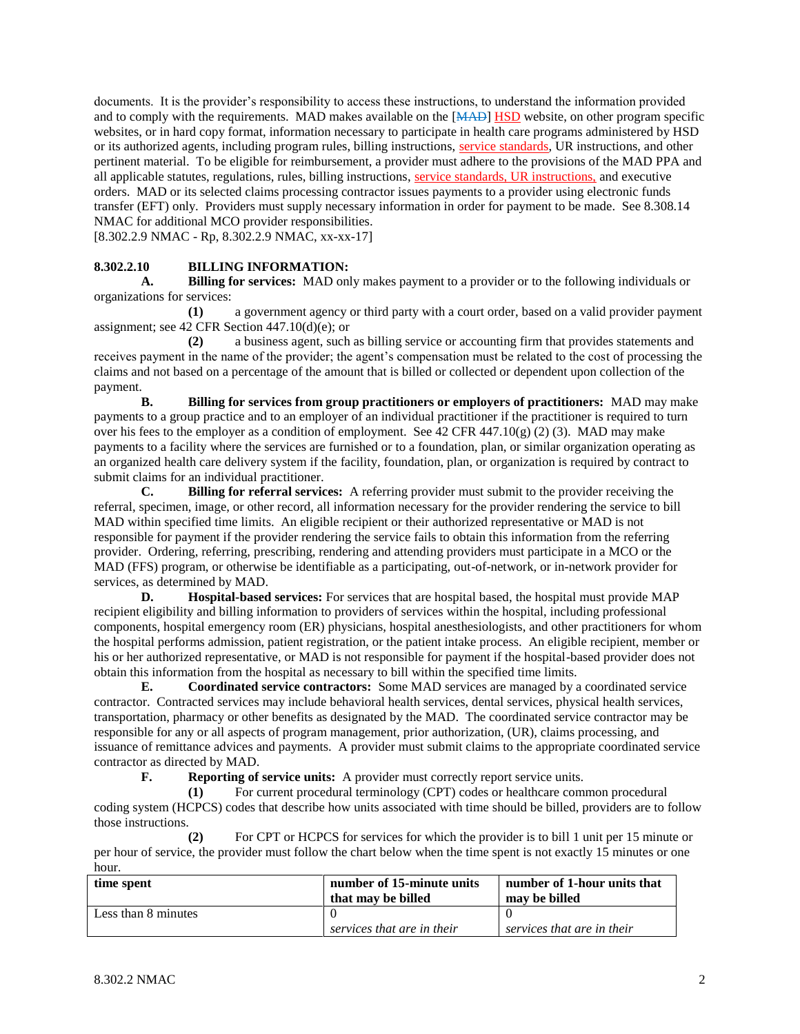documents. It is the provider's responsibility to access these instructions, to understand the information provided and to comply with the requirements. MAD makes available on the [~~MAD~~] HSD website, on other program specific websites, or in hard copy format, information necessary to participate in health care programs administered by HSD or its authorized agents, including program rules, billing instructions, service standards, UR instructions, and other pertinent material. To be eligible for reimbursement, a provider must adhere to the provisions of the MAD PPA and all applicable statutes, regulations, rules, billing instructions, service standards, UR instructions, and executive orders. MAD or its selected claims processing contractor issues payments to a provider using electronic funds transfer (EFT) only. Providers must supply necessary information in order for payment to be made. See 8.308.14 NMAC for additional MCO provider responsibilities.
[8.302.2.9 NMAC - Rp, 8.302.2.9 NMAC, xx-xx-17]

**8.302.2.10 BILLING INFORMATION:**

**A. Billing for services:** MAD only makes payment to a provider or to the following individuals or organizations for services:

**(1)** a government agency or third party with a court order, based on a valid provider payment assignment; see 42 CFR Section 447.10(d)(e); or

**(2)** a business agent, such as billing service or accounting firm that provides statements and receives payment in the name of the provider; the agent's compensation must be related to the cost of processing the claims and not based on a percentage of the amount that is billed or collected or dependent upon collection of the payment.

**B. Billing for services from group practitioners or employers of practitioners:** MAD may make payments to a group practice and to an employer of an individual practitioner if the practitioner is required to turn over his fees to the employer as a condition of employment. See 42 CFR 447.10(g) (2) (3). MAD may make payments to a facility where the services are furnished or to a foundation, plan, or similar organization operating as an organized health care delivery system if the facility, foundation, plan, or organization is required by contract to submit claims for an individual practitioner.

**C. Billing for referral services:** A referring provider must submit to the provider receiving the referral, specimen, image, or other record, all information necessary for the provider rendering the service to bill MAD within specified time limits. An eligible recipient or their authorized representative or MAD is not responsible for payment if the provider rendering the service fails to obtain this information from the referring provider. Ordering, referring, prescribing, rendering and attending providers must participate in a MCO or the MAD (FFS) program, or otherwise be identifiable as a participating, out-of-network, or in-network provider for services, as determined by MAD.

**D. Hospital-based services:** For services that are hospital based, the hospital must provide MAP recipient eligibility and billing information to providers of services within the hospital, including professional components, hospital emergency room (ER) physicians, hospital anesthesiologists, and other practitioners for whom the hospital performs admission, patient registration, or the patient intake process. An eligible recipient, member or his or her authorized representative, or MAD is not responsible for payment if the hospital-based provider does not obtain this information from the hospital as necessary to bill within the specified time limits.

**E. Coordinated service contractors:** Some MAD services are managed by a coordinated service contractor. Contracted services may include behavioral health services, dental services, physical health services, transportation, pharmacy or other benefits as designated by the MAD. The coordinated service contractor may be responsible for any or all aspects of program management, prior authorization, (UR), claims processing, and issuance of remittance advices and payments. A provider must submit claims to the appropriate coordinated service contractor as directed by MAD.

**F. Reporting of service units:** A provider must correctly report service units.

**(1)** For current procedural terminology (CPT) codes or healthcare common procedural coding system (HCPCS) codes that describe how units associated with time should be billed, providers are to follow those instructions.

**(2)** For CPT or HCPCS for services for which the provider is to bill 1 unit per 15 minute or per hour of service, the provider must follow the chart below when the time spent is not exactly 15 minutes or one hour.

| time spent | number of 15-minute units that may be billed | number of 1-hour units that may be billed |
|---|---|---|
| Less than 8 minutes | 0<br>*services that are in their* | 0<br>*services that are in their* |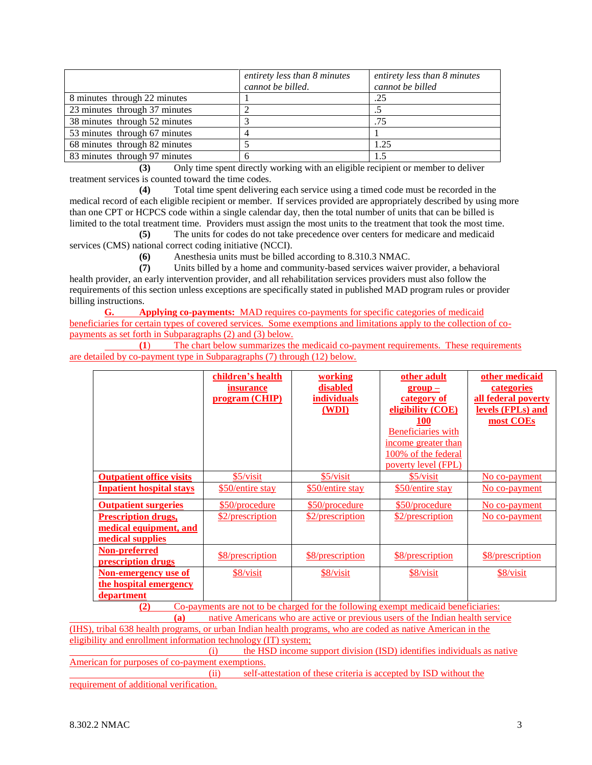| | *entirety less than 8 minutes cannot be billed.* | *entirety less than 8 minutes cannot be billed* |
|---|---|---|
| 8 minutes through 22 minutes | 1 | .25 |
| 23 minutes through 37 minutes | 2 | .5 |
| 38 minutes through 52 minutes | 3 | .75 |
| 53 minutes through 67 minutes | 4 | 1 |
| 68 minutes through 82 minutes | 5 | 1.25 |
| 83 minutes through 97 minutes | 6 | 1.5 |

**(3)** Only time spent directly working with an eligible recipient or member to deliver treatment services is counted toward the time codes.

**(4)** Total time spent delivering each service using a timed code must be recorded in the medical record of each eligible recipient or member. If services provided are appropriately described by using more than one CPT or HCPCS code within a single calendar day, then the total number of units that can be billed is limited to the total treatment time. Providers must assign the most units to the treatment that took the most time.

**(5)** The units for codes do not take precedence over centers for medicare and medicaid services (CMS) national correct coding initiative (NCCI).

**(6)** Anesthesia units must be billed according to 8.310.3 NMAC.

**(7)** Units billed by a home and community-based services waiver provider, a behavioral health provider, an early intervention provider, and all rehabilitation services providers must also follow the requirements of this section unless exceptions are specifically stated in published MAD program rules or provider billing instructions.

**G. Applying co-payments:** MAD requires co-payments for specific categories of medicaid beneficiaries for certain types of covered services. Some exemptions and limitations apply to the collection of co-payments as set forth in Subparagraphs (2) and (3) below.

**(1)** The chart below summarizes the medicaid co-payment requirements. These requirements are detailed by co-payment type in Subparagraphs (7) through (12) below.

| | **children's health insurance program (CHIP)** | **working disabled individuals (WDI)** | **other adult group – category of eligibility (COE) 100** Beneficiaries with income greater than 100% of the federal poverty level (FPL) | **other medicaid categories all federal poverty levels (FPLs) and most COEs** |
|---|---|---|---|---|
| **Outpatient office visits** | $5/visit | $5/visit | $5/visit | No co-payment |
| **Inpatient hospital stays** | $50/entire stay | $50/entire stay | $50/entire stay | No co-payment |
| **Outpatient surgeries** | $50/procedure | $50/procedure | $50/procedure | No co-payment |
| **Prescription drugs, medical equipment, and medical supplies** | $2/prescription | $2/prescription | $2/prescription | No co-payment |
| **Non-preferred prescription drugs** | $8/prescription | $8/prescription | $8/prescription | $8/prescription |
| **Non-emergency use of the hospital emergency department** | $8/visit | $8/visit | $8/visit | $8/visit |

**(2)** Co-payments are not to be charged for the following exempt medicaid beneficiaries:

**(a)** native Americans who are active or previous users of the Indian health service (IHS), tribal 638 health programs, or urban Indian health programs, who are coded as native American in the eligibility and enrollment information technology (IT) system;

(i) the HSD income support division (ISD) identifies individuals as native American for purposes of co-payment exemptions.

(ii) self-attestation of these criteria is accepted by ISD without the requirement of additional verification.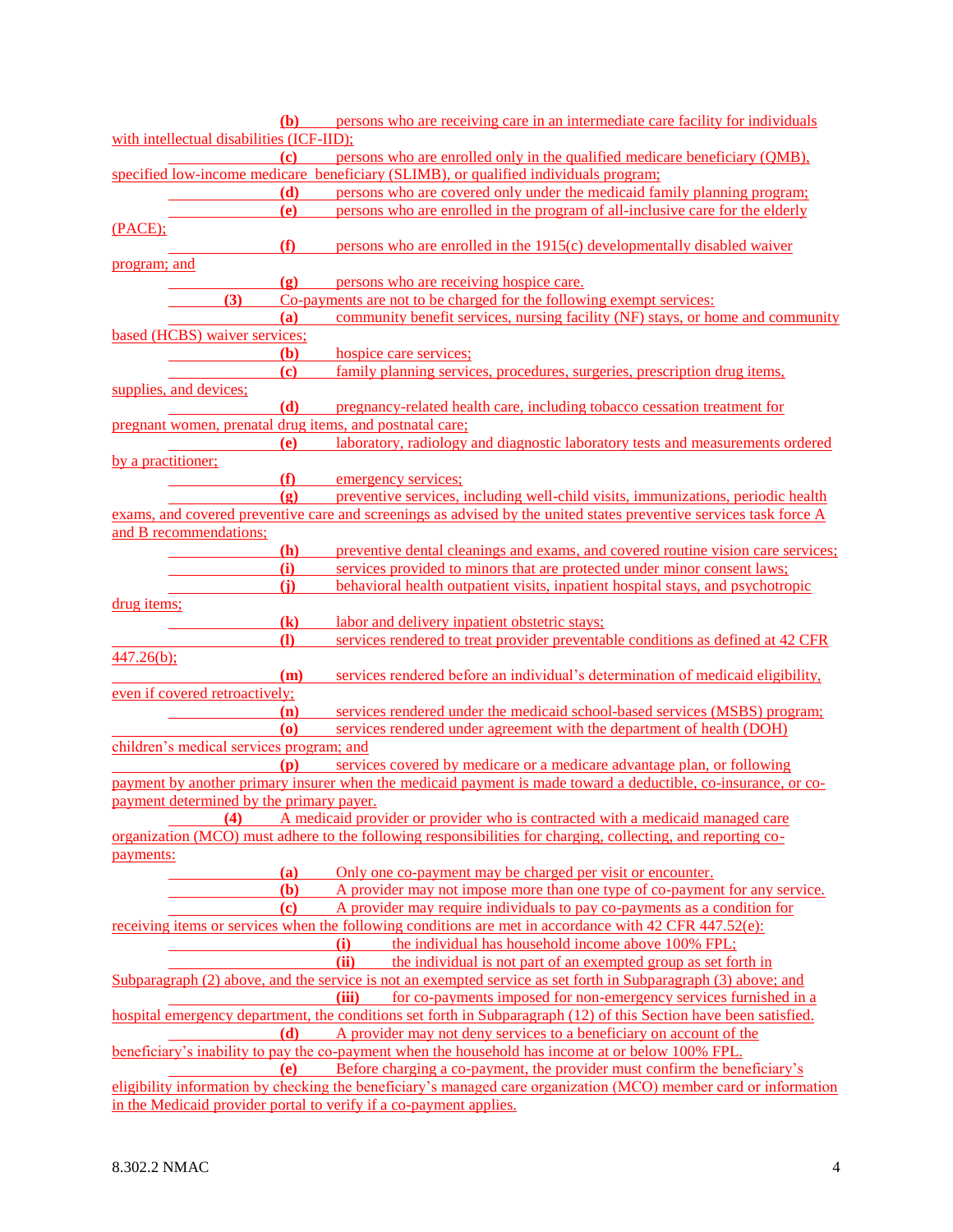**(b)** persons who are receiving care in an intermediate care facility for individuals with intellectual disabilities (ICF-IID);

**(c)** persons who are enrolled only in the qualified medicare beneficiary (QMB), specified low-income medicare beneficiary (SLIMB), or qualified individuals program;

**(d)** persons who are covered only under the medicaid family planning program;

**(e)** persons who are enrolled in the program of all-inclusive care for the elderly (PACE);

**(f)** persons who are enrolled in the 1915(c) developmentally disabled waiver program; and

**(g)** persons who are receiving hospice care.

**(3)** Co-payments are not to be charged for the following exempt services:

**(a)** community benefit services, nursing facility (NF) stays, or home and community based (HCBS) waiver services;

**(b)** hospice care services;

**(c)** family planning services, procedures, surgeries, prescription drug items, supplies, and devices;

**(d)** pregnancy-related health care, including tobacco cessation treatment for pregnant women, prenatal drug items, and postnatal care;

**(e)** laboratory, radiology and diagnostic laboratory tests and measurements ordered by a practitioner;

**(f)** emergency services;

**(g)** preventive services, including well-child visits, immunizations, periodic health exams, and covered preventive care and screenings as advised by the united states preventive services task force A and B recommendations;

**(h)** preventive dental cleanings and exams, and covered routine vision care services;

**(i)** services provided to minors that are protected under minor consent laws;

**(j)** behavioral health outpatient visits, inpatient hospital stays, and psychotropic drug items;

**(k)** labor and delivery inpatient obstetric stays;

**(l)** services rendered to treat provider preventable conditions as defined at 42 CFR 447.26(b);

**(m)** services rendered before an individual's determination of medicaid eligibility, even if covered retroactively;

**(n)** services rendered under the medicaid school-based services (MSBS) program;

**(o)** services rendered under agreement with the department of health (DOH) children's medical services program; and

**(p)** services covered by medicare or a medicare advantage plan, or following payment by another primary insurer when the medicaid payment is made toward a deductible, co-insurance, or co-payment determined by the primary payer.

**(4)** A medicaid provider or provider who is contracted with a medicaid managed care organization (MCO) must adhere to the following responsibilities for charging, collecting, and reporting co-payments:

**(a)** Only one co-payment may be charged per visit or encounter.

**(b)** A provider may not impose more than one type of co-payment for any service.

**(c)** A provider may require individuals to pay co-payments as a condition for receiving items or services when the following conditions are met in accordance with 42 CFR 447.52(e):

**(i)** the individual has household income above 100% FPL;

**(ii)** the individual is not part of an exempted group as set forth in Subparagraph (2) above, and the service is not an exempted service as set forth in Subparagraph (3) above; and

**(iii)** for co-payments imposed for non-emergency services furnished in a hospital emergency department, the conditions set forth in Subparagraph (12) of this Section have been satisfied.

**(d)** A provider may not deny services to a beneficiary on account of the beneficiary's inability to pay the co-payment when the household has income at or below 100% FPL.

**(e)** Before charging a co-payment, the provider must confirm the beneficiary's eligibility information by checking the beneficiary's managed care organization (MCO) member card or information in the Medicaid provider portal to verify if a co-payment applies.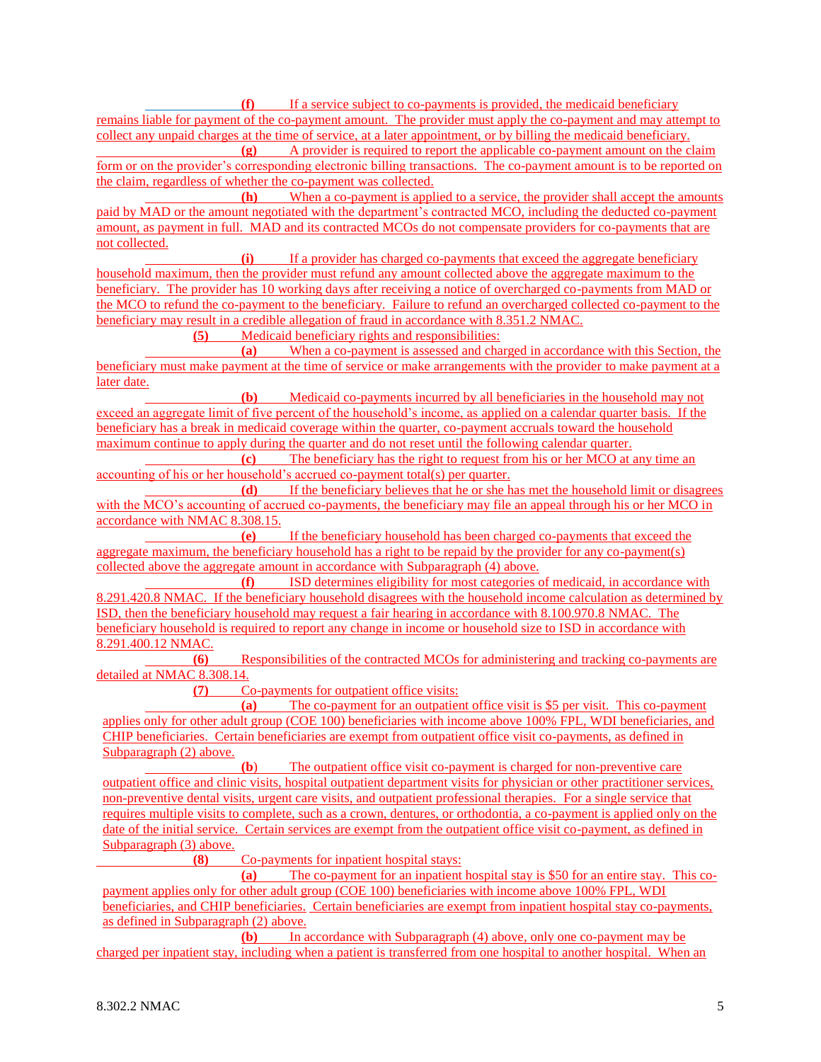**(f)** If a service subject to co-payments is provided, the medicaid beneficiary remains liable for payment of the co-payment amount. The provider must apply the co-payment and may attempt to collect any unpaid charges at the time of service, at a later appointment, or by billing the medicaid beneficiary.

**(g)** A provider is required to report the applicable co-payment amount on the claim form or on the provider's corresponding electronic billing transactions. The co-payment amount is to be reported on the claim, regardless of whether the co-payment was collected.

**(h)** When a co-payment is applied to a service, the provider shall accept the amounts paid by MAD or the amount negotiated with the department's contracted MCO, including the deducted co-payment amount, as payment in full. MAD and its contracted MCOs do not compensate providers for co-payments that are not collected.

**(i)** If a provider has charged co-payments that exceed the aggregate beneficiary household maximum, then the provider must refund any amount collected above the aggregate maximum to the beneficiary. The provider has 10 working days after receiving a notice of overcharged co-payments from MAD or the MCO to refund the co-payment to the beneficiary. Failure to refund an overcharged collected co-payment to the beneficiary may result in a credible allegation of fraud in accordance with 8.351.2 NMAC.

**(5)** Medicaid beneficiary rights and responsibilities:

**(a)** When a co-payment is assessed and charged in accordance with this Section, the beneficiary must make payment at the time of service or make arrangements with the provider to make payment at a later date.

**(b)** Medicaid co-payments incurred by all beneficiaries in the household may not exceed an aggregate limit of five percent of the household's income, as applied on a calendar quarter basis. If the beneficiary has a break in medicaid coverage within the quarter, co-payment accruals toward the household maximum continue to apply during the quarter and do not reset until the following calendar quarter.

**(c)** The beneficiary has the right to request from his or her MCO at any time an accounting of his or her household's accrued co-payment total(s) per quarter.

**(d)** If the beneficiary believes that he or she has met the household limit or disagrees with the MCO's accounting of accrued co-payments, the beneficiary may file an appeal through his or her MCO in accordance with NMAC 8.308.15.

**(e)** If the beneficiary household has been charged co-payments that exceed the aggregate maximum, the beneficiary household has a right to be repaid by the provider for any co-payment(s) collected above the aggregate amount in accordance with Subparagraph (4) above.

**(f)** ISD determines eligibility for most categories of medicaid, in accordance with 8.291.420.8 NMAC. If the beneficiary household disagrees with the household income calculation as determined by ISD, then the beneficiary household may request a fair hearing in accordance with 8.100.970.8 NMAC. The beneficiary household is required to report any change in income or household size to ISD in accordance with 8.291.400.12 NMAC.

**(6)** Responsibilities of the contracted MCOs for administering and tracking co-payments are detailed at NMAC 8.308.14.

**(7)** Co-payments for outpatient office visits:

**(a)** The co-payment for an outpatient office visit is $5 per visit. This co-payment applies only for other adult group (COE 100) beneficiaries with income above 100% FPL, WDI beneficiaries, and CHIP beneficiaries. Certain beneficiaries are exempt from outpatient office visit co-payments, as defined in Subparagraph (2) above.

**(b)** The outpatient office visit co-payment is charged for non-preventive care outpatient office and clinic visits, hospital outpatient department visits for physician or other practitioner services, non-preventive dental visits, urgent care visits, and outpatient professional therapies. For a single service that requires multiple visits to complete, such as a crown, dentures, or orthodontia, a co-payment is applied only on the date of the initial service. Certain services are exempt from the outpatient office visit co-payment, as defined in Subparagraph (3) above.

**(8)** Co-payments for inpatient hospital stays:

**(a)** The co-payment for an inpatient hospital stay is $50 for an entire stay. This co-payment applies only for other adult group (COE 100) beneficiaries with income above 100% FPL, WDI beneficiaries, and CHIP beneficiaries. Certain beneficiaries are exempt from inpatient hospital stay co-payments, as defined in Subparagraph (2) above.

**(b)** In accordance with Subparagraph (4) above, only one co-payment may be charged per inpatient stay, including when a patient is transferred from one hospital to another hospital. When an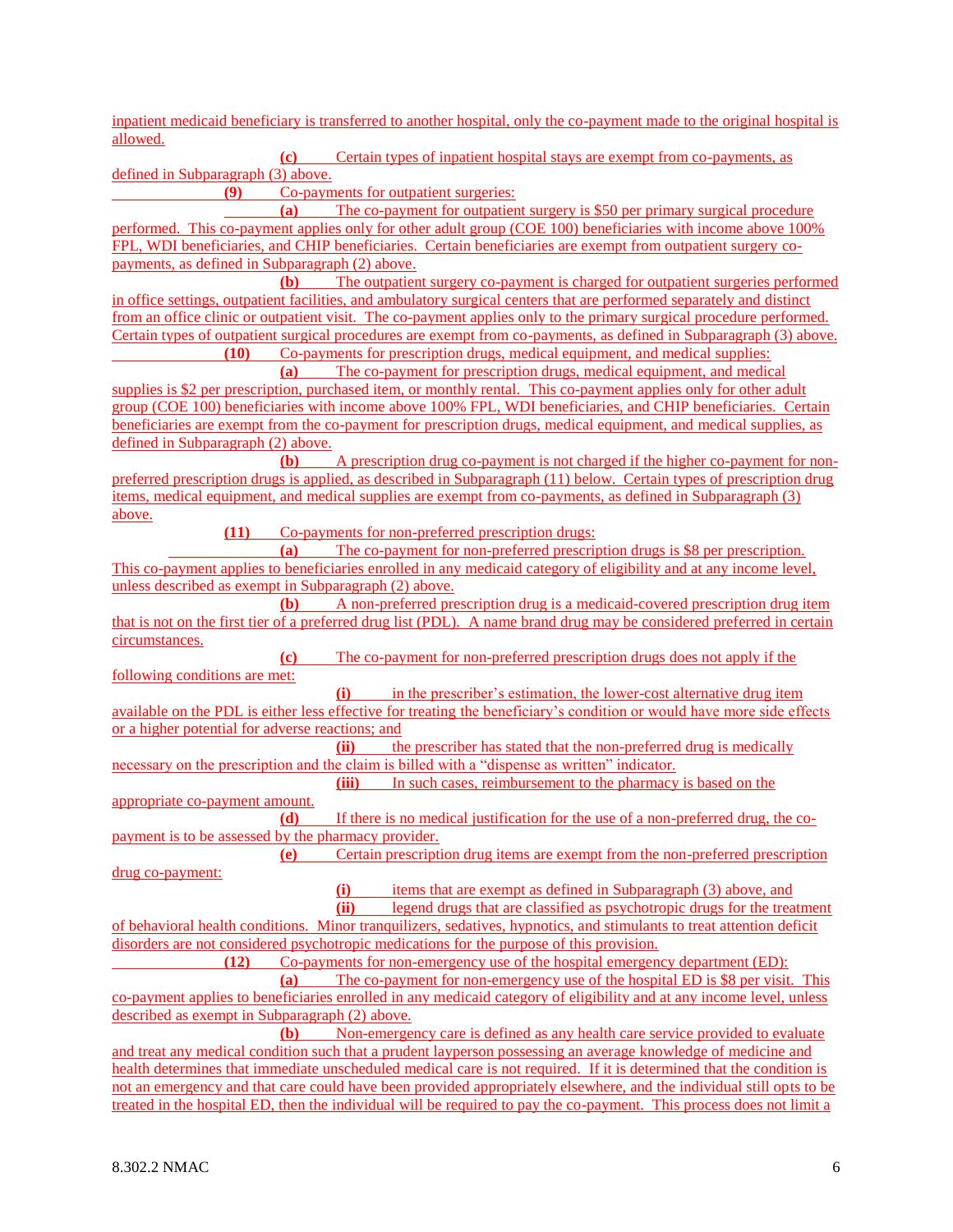inpatient medicaid beneficiary is transferred to another hospital, only the co-payment made to the original hospital is allowed.

**(c)** Certain types of inpatient hospital stays are exempt from co-payments, as defined in Subparagraph (3) above.

**(9)** Co-payments for outpatient surgeries:

**(a)** The co-payment for outpatient surgery is $50 per primary surgical procedure performed. This co-payment applies only for other adult group (COE 100) beneficiaries with income above 100% FPL, WDI beneficiaries, and CHIP beneficiaries. Certain beneficiaries are exempt from outpatient surgery co-payments, as defined in Subparagraph (2) above.

**(b)** The outpatient surgery co-payment is charged for outpatient surgeries performed in office settings, outpatient facilities, and ambulatory surgical centers that are performed separately and distinct from an office clinic or outpatient visit. The co-payment applies only to the primary surgical procedure performed. Certain types of outpatient surgical procedures are exempt from co-payments, as defined in Subparagraph (3) above.

**(10)** Co-payments for prescription drugs, medical equipment, and medical supplies:

**(a)** The co-payment for prescription drugs, medical equipment, and medical supplies is $2 per prescription, purchased item, or monthly rental. This co-payment applies only for other adult group (COE 100) beneficiaries with income above 100% FPL, WDI beneficiaries, and CHIP beneficiaries. Certain beneficiaries are exempt from the co-payment for prescription drugs, medical equipment, and medical supplies, as defined in Subparagraph (2) above.

**(b)** A prescription drug co-payment is not charged if the higher co-payment for non-preferred prescription drugs is applied, as described in Subparagraph (11) below. Certain types of prescription drug items, medical equipment, and medical supplies are exempt from co-payments, as defined in Subparagraph (3) above.

**(11)** Co-payments for non-preferred prescription drugs:

**(a)** The co-payment for non-preferred prescription drugs is $8 per prescription. This co-payment applies to beneficiaries enrolled in any medicaid category of eligibility and at any income level, unless described as exempt in Subparagraph (2) above.

**(b)** A non-preferred prescription drug is a medicaid-covered prescription drug item that is not on the first tier of a preferred drug list (PDL). A name brand drug may be considered preferred in certain circumstances.

**(c)** The co-payment for non-preferred prescription drugs does not apply if the following conditions are met:

**(i)** in the prescriber's estimation, the lower-cost alternative drug item available on the PDL is either less effective for treating the beneficiary's condition or would have more side effects or a higher potential for adverse reactions; and

**(ii)** the prescriber has stated that the non-preferred drug is medically necessary on the prescription and the claim is billed with a "dispense as written" indicator.

**(iii)** In such cases, reimbursement to the pharmacy is based on the appropriate co-payment amount.

**(d)** If there is no medical justification for the use of a non-preferred drug, the co-payment is to be assessed by the pharmacy provider.

**(e)** Certain prescription drug items are exempt from the non-preferred prescription drug co-payment:

**(i)** items that are exempt as defined in Subparagraph (3) above, and

**(ii)** legend drugs that are classified as psychotropic drugs for the treatment of behavioral health conditions. Minor tranquilizers, sedatives, hypnotics, and stimulants to treat attention deficit disorders are not considered psychotropic medications for the purpose of this provision.

**(12)** Co-payments for non-emergency use of the hospital emergency department (ED):

**(a)** The co-payment for non-emergency use of the hospital ED is $8 per visit. This co-payment applies to beneficiaries enrolled in any medicaid category of eligibility and at any income level, unless described as exempt in Subparagraph (2) above.

**(b)** Non-emergency care is defined as any health care service provided to evaluate and treat any medical condition such that a prudent layperson possessing an average knowledge of medicine and health determines that immediate unscheduled medical care is not required. If it is determined that the condition is not an emergency and that care could have been provided appropriately elsewhere, and the individual still opts to be treated in the hospital ED, then the individual will be required to pay the co-payment. This process does not limit a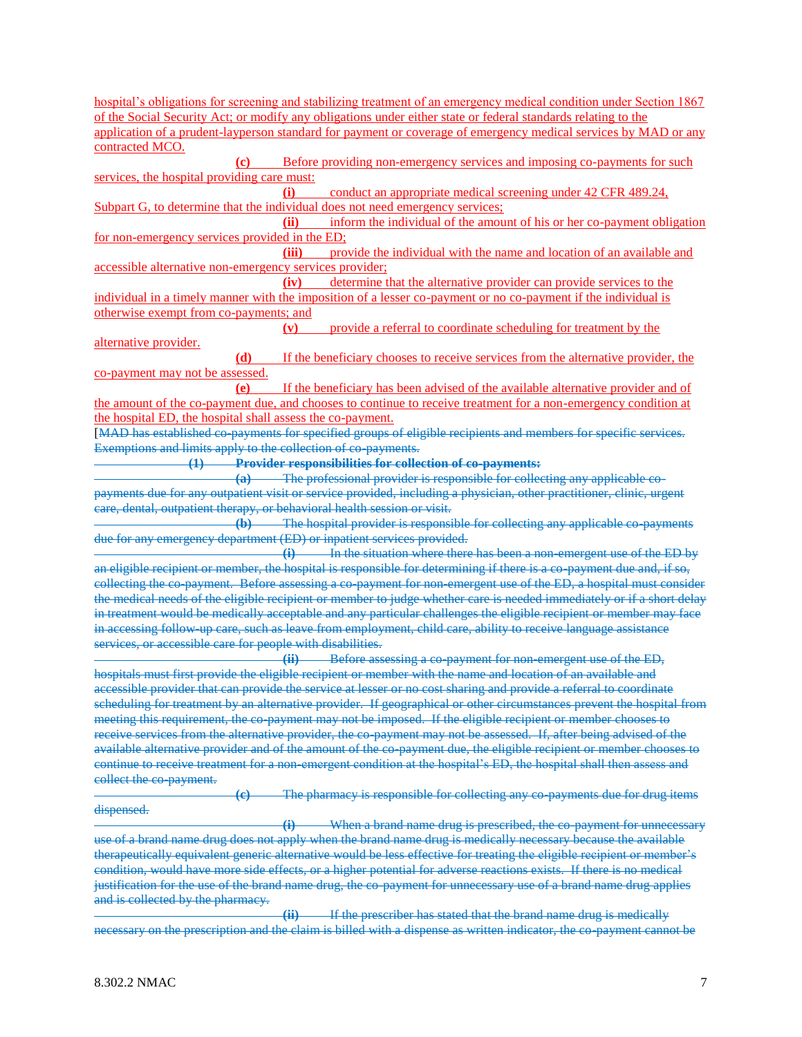hospital's obligations for screening and stabilizing treatment of an emergency medical condition under Section 1867 of the Social Security Act; or modify any obligations under either state or federal standards relating to the application of a prudent-layperson standard for payment or coverage of emergency medical services by MAD or any contracted MCO.

**(c)** Before providing non-emergency services and imposing co-payments for such services, the hospital providing care must:

**(i)** conduct an appropriate medical screening under 42 CFR 489.24, Subpart G, to determine that the individual does not need emergency services;

**(ii)** inform the individual of the amount of his or her co-payment obligation for non-emergency services provided in the ED;

**(iii)** provide the individual with the name and location of an available and accessible alternative non-emergency services provider;

**(iv)** determine that the alternative provider can provide services to the individual in a timely manner with the imposition of a lesser co-payment or no co-payment if the individual is otherwise exempt from co-payments; and

**(v)** provide a referral to coordinate scheduling for treatment by the alternative provider.

**(d)** If the beneficiary chooses to receive services from the alternative provider, the co-payment may not be assessed.

**(e)** If the beneficiary has been advised of the available alternative provider and of the amount of the co-payment due, and chooses to continue to receive treatment for a non-emergency condition at the hospital ED, the hospital shall assess the co-payment.

[~~MAD has established co-payments for specified groups of eligible recipients and members for specific services. Exemptions and limits apply to the collection of co-payments.~~

~~**(1)** **Provider responsibilities for collection of co-payments:**~~

~~**(a)** The professional provider is responsible for collecting any applicable co-payments due for any outpatient visit or service provided, including a physician, other practitioner, clinic, urgent care, dental, outpatient therapy, or behavioral health session or visit.~~

~~**(b)** The hospital provider is responsible for collecting any applicable co-payments due for any emergency department (ED) or inpatient services provided.~~

~~**(i)** In the situation where there has been a non-emergent use of the ED by an eligible recipient or member, the hospital is responsible for determining if there is a co-payment due and, if so, collecting the co-payment. Before assessing a co-payment for non-emergent use of the ED, a hospital must consider the medical needs of the eligible recipient or member to judge whether care is needed immediately or if a short delay in treatment would be medically acceptable and any particular challenges the eligible recipient or member may face in accessing follow-up care, such as leave from employment, child care, ability to receive language assistance services, or accessible care for people with disabilities.~~

~~**(ii)** Before assessing a co-payment for non-emergent use of the ED, hospitals must first provide the eligible recipient or member with the name and location of an available and accessible provider that can provide the service at lesser or no cost sharing and provide a referral to coordinate scheduling for treatment by an alternative provider. If geographical or other circumstances prevent the hospital from meeting this requirement, the co-payment may not be imposed. If the eligible recipient or member chooses to receive services from the alternative provider, the co-payment may not be assessed. If, after being advised of the available alternative provider and of the amount of the co-payment due, the eligible recipient or member chooses to continue to receive treatment for a non-emergent condition at the hospital's ED, the hospital shall then assess and collect the co-payment.~~

~~**(c)** The pharmacy is responsible for collecting any co-payments due for drug items dispensed.~~

~~**(i)** When a brand name drug is prescribed, the co-payment for unnecessary use of a brand name drug does not apply when the brand name drug is medically necessary because the available therapeutically equivalent generic alternative would be less effective for treating the eligible recipient or member's condition, would have more side effects, or a higher potential for adverse reactions exists. If there is no medical justification for the use of the brand name drug, the co-payment for unnecessary use of a brand name drug applies and is collected by the pharmacy.~~

~~**(ii)** If the prescriber has stated that the brand name drug is medically necessary on the prescription and the claim is billed with a dispense as written indicator, the co-payment cannot be~~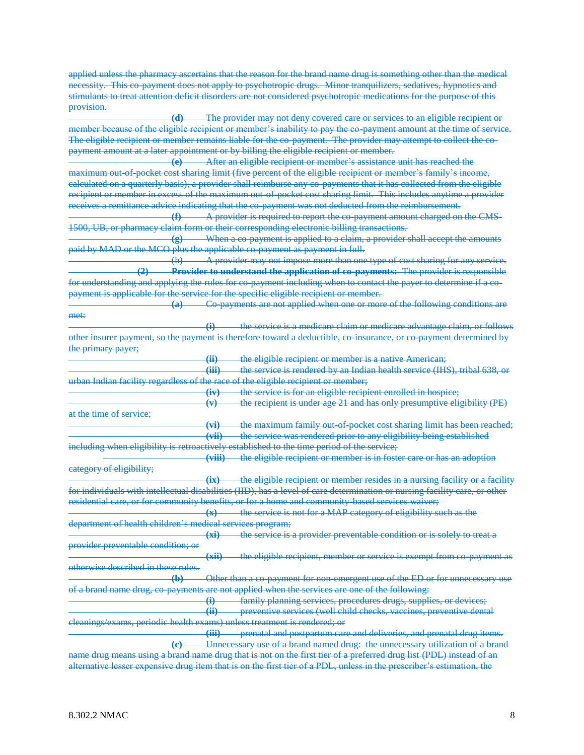applied unless the pharmacy ascertains that the reason for the brand name drug is something other than the medical necessity. This co-payment does not apply to psychotropic drugs. Minor tranquilizers, sedatives, hypnotics and stimulants to treat attention deficit disorders are not considered psychotropic medications for the purpose of this provision.

**(d)** The provider may not deny covered care or services to an eligible recipient or member because of the eligible recipient or member's inability to pay the co-payment amount at the time of service. The eligible recipient or member remains liable for the co-payment. The provider may attempt to collect the co-payment amount at a later appointment or by billing the eligible recipient or member.

**(e)** After an eligible recipient or member's assistance unit has reached the maximum out-of-pocket cost sharing limit (five percent of the eligible recipient or member's family's income, calculated on a quarterly basis), a provider shall reimburse any co-payments that it has collected from the eligible recipient or member in excess of the maximum out-of-pocket cost sharing limit. This includes anytime a provider receives a remittance advice indicating that the co-payment was not deducted from the reimbursement.

**(f)** A provider is required to report the co-payment amount charged on the CMS-1500, UB, or pharmacy claim form or their corresponding electronic billing transactions.

**(g)** When a co-payment is applied to a claim, a provider shall accept the amounts paid by MAD or the MCO plus the applicable co-payment as payment in full.

(h) A provider may not impose more than one type of cost sharing for any service.

**(2) Provider to understand the application of co-payments:** The provider is responsible for understanding and applying the rules for co-payment including when to contact the payer to determine if a co-payment is applicable for the service for the specific eligible recipient or member.

**(a)** Co-payments are not applied when one or more of the following conditions are met:

**(i)** the service is a medicare claim or medicare advantage claim, or follows other insurer payment, so the payment is therefore toward a deductible, co-insurance, or co-payment determined by the primary payer;

**(ii)** the eligible recipient or member is a native American;

**(iii)** the service is rendered by an Indian health service (IHS), tribal 638, or urban Indian facility regardless of the race of the eligible recipient or member;

**(iv)** the service is for an eligible recipient enrolled in hospice;

**(v)** the recipient is under age 21 and has only presumptive eligibility (PE) at the time of service;

**(vi)** the maximum family out-of-pocket cost sharing limit has been reached;

**(vii)** the service was rendered prior to any eligibility being established including when eligibility is retroactively established to the time period of the service;

**(viii)** the eligible recipient or member is in foster care or has an adoption category of eligibility;

**(ix)** the eligible recipient or member resides in a nursing facility or a facility for individuals with intellectual disabilities (IID), has a level of care determination or nursing facility care, or other residential care, or for community benefits, or for a home and community-based services waiver;

**(x)** the service is not for a MAP category of eligibility such as the department of health children's medical services program;

**(xi)** the service is a provider preventable condition or is solely to treat a provider preventable condition; or

**(xii)** the eligible recipient, member or service is exempt from co-payment as otherwise described in these rules.

**(b)** Other than a co-payment for non-emergent use of the ED or for unnecessary use of a brand name drug, co-payments are not applied when the services are one of the following:

**(i)** family planning services, procedures drugs, supplies, or devices;

**(ii)** preventive services (well child checks, vaccines, preventive dental cleanings/exams, periodic health exams) unless treatment is rendered; or

**(iii)** prenatal and postpartum care and deliveries, and prenatal drug items.

**(c)** Unnecessary use of a brand named drug: the unnecessary utilization of a brand name drug means using a brand name drug that is not on the first tier of a preferred drug list (PDL) instead of an alternative lesser expensive drug item that is on the first tier of a PDL, unless in the prescriber's estimation, the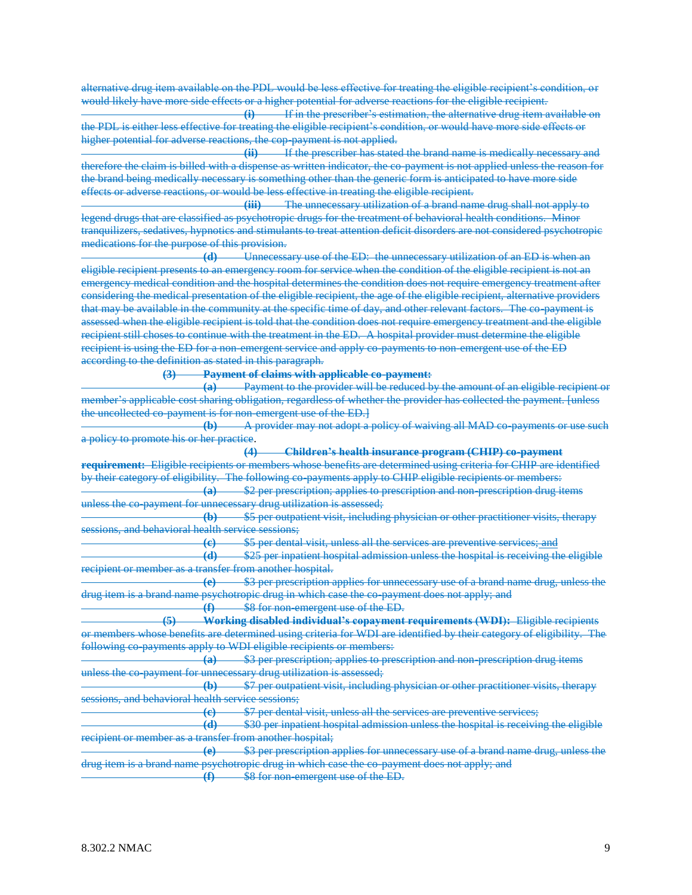alternative drug item available on the PDL would be less effective for treating the eligible recipient's condition, or would likely have more side effects or a higher potential for adverse reactions for the eligible recipient.

**(i)** If in the prescriber's estimation, the alternative drug item available on the PDL is either less effective for treating the eligible recipient's condition, or would have more side effects or higher potential for adverse reactions, the cop-payment is not applied.

**(ii)** If the prescriber has stated the brand name is medically necessary and therefore the claim is billed with a dispense as written indicator, the co-payment is not applied unless the reason for the brand being medically necessary is something other than the generic form is anticipated to have more side effects or adverse reactions, or would be less effective in treating the eligible recipient.

**(iii)** The unnecessary utilization of a brand name drug shall not apply to legend drugs that are classified as psychotropic drugs for the treatment of behavioral health conditions. Minor tranquilizers, sedatives, hypnotics and stimulants to treat attention deficit disorders are not considered psychotropic medications for the purpose of this provision.

**(d)** Unnecessary use of the ED: the unnecessary utilization of an ED is when an eligible recipient presents to an emergency room for service when the condition of the eligible recipient is not an emergency medical condition and the hospital determines the condition does not require emergency treatment after considering the medical presentation of the eligible recipient, the age of the eligible recipient, alternative providers that may be available in the community at the specific time of day, and other relevant factors. The co-payment is assessed when the eligible recipient is told that the condition does not require emergency treatment and the eligible recipient still choses to continue with the treatment in the ED. A hospital provider must determine the eligible recipient is using the ED for a non-emergent service and apply co-payments to non-emergent use of the ED according to the definition as stated in this paragraph.

**(3) Payment of claims with applicable co-payment:**

**(a)** Payment to the provider will be reduced by the amount of an eligible recipient or member's applicable cost sharing obligation, regardless of whether the provider has collected the payment. [unless the uncollected co-payment is for non-emergent use of the ED.]

**(b)** A provider may not adopt a policy of waiving all MAD co-payments or use such a policy to promote his or her practice.

**(4) Children's health insurance program (CHIP) co-payment requirement:** Eligible recipients or members whose benefits are determined using criteria for CHIP are identified by their category of eligibility. The following co-payments apply to CHIP eligible recipients or members:

**(a)** $2 per prescription; applies to prescription and non-prescription drug items unless the co-payment for unnecessary drug utilization is assessed;

**(b)** $5 per outpatient visit, including physician or other practitioner visits, therapy sessions, and behavioral health service sessions;

**(c)** $5 per dental visit, unless all the services are preventive services; and

**(d)** $25 per inpatient hospital admission unless the hospital is receiving the eligible recipient or member as a transfer from another hospital.

**(e)** $3 per prescription applies for unnecessary use of a brand name drug, unless the drug item is a brand name psychotropic drug in which case the co-payment does not apply; and

**(f)** $8 for non-emergent use of the ED.

**(5) Working disabled individual's copayment requirements (WDI):** Eligible recipients or members whose benefits are determined using criteria for WDI are identified by their category of eligibility. The following co-payments apply to WDI eligible recipients or members:

**(a)** $3 per prescription; applies to prescription and non-prescription drug items unless the co-payment for unnecessary drug utilization is assessed;

**(b)** $7 per outpatient visit, including physician or other practitioner visits, therapy sessions, and behavioral health service sessions;

**(c)** $7 per dental visit, unless all the services are preventive services;

**(d)** $30 per inpatient hospital admission unless the hospital is receiving the eligible recipient or member as a transfer from another hospital;

**(e)** $3 per prescription applies for unnecessary use of a brand name drug, unless the drug item is a brand name psychotropic drug in which case the co-payment does not apply; and

**(f)** $8 for non-emergent use of the ED.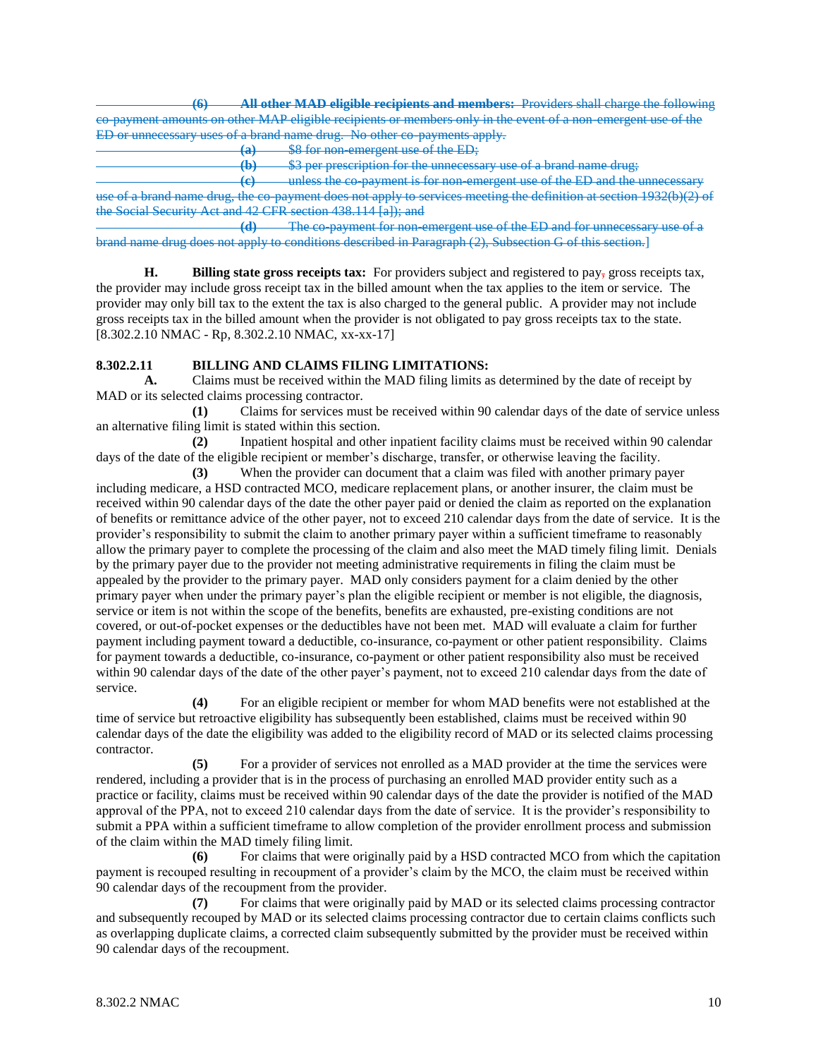~~**(6) All other MAD eligible recipients and members:** Providers shall charge the following co-payment amounts on other MAP eligible recipients or members only in the event of a non-emergent use of the ED or unnecessary uses of a brand name drug. No other co-payments apply.~~

~~**(a)** $8 for non-emergent use of the ED;~~

~~**(b)** $3 per prescription for the unnecessary use of a brand name drug;~~

~~**(c)** unless the co-payment is for non-emergent use of the ED and the unnecessary use of a brand name drug, the co-payment does not apply to services meeting the definition at section 1932(b)(2) of the Social Security Act and 42 CFR section 438.114 [a]); and~~

~~**(d)** The co-payment for non-emergent use of the ED and for unnecessary use of a brand name drug does not apply to conditions described in Paragraph (2), Subsection G of this section.~~]

**H. Billing state gross receipts tax:** For providers subject and registered to pay~~,~~ gross receipts tax, the provider may include gross receipt tax in the billed amount when the tax applies to the item or service. The provider may only bill tax to the extent the tax is also charged to the general public. A provider may not include gross receipts tax in the billed amount when the provider is not obligated to pay gross receipts tax to the state.
[8.302.2.10 NMAC - Rp, 8.302.2.10 NMAC, xx-xx-17]

**8.302.2.11 BILLING AND CLAIMS FILING LIMITATIONS:**

**A.** Claims must be received within the MAD filing limits as determined by the date of receipt by MAD or its selected claims processing contractor.

**(1)** Claims for services must be received within 90 calendar days of the date of service unless an alternative filing limit is stated within this section.

**(2)** Inpatient hospital and other inpatient facility claims must be received within 90 calendar days of the date of the eligible recipient or member's discharge, transfer, or otherwise leaving the facility.

**(3)** When the provider can document that a claim was filed with another primary payer including medicare, a HSD contracted MCO, medicare replacement plans, or another insurer, the claim must be received within 90 calendar days of the date the other payer paid or denied the claim as reported on the explanation of benefits or remittance advice of the other payer, not to exceed 210 calendar days from the date of service. It is the provider's responsibility to submit the claim to another primary payer within a sufficient timeframe to reasonably allow the primary payer to complete the processing of the claim and also meet the MAD timely filing limit. Denials by the primary payer due to the provider not meeting administrative requirements in filing the claim must be appealed by the provider to the primary payer. MAD only considers payment for a claim denied by the other primary payer when under the primary payer's plan the eligible recipient or member is not eligible, the diagnosis, service or item is not within the scope of the benefits, benefits are exhausted, pre-existing conditions are not covered, or out-of-pocket expenses or the deductibles have not been met. MAD will evaluate a claim for further payment including payment toward a deductible, co-insurance, co-payment or other patient responsibility. Claims for payment towards a deductible, co-insurance, co-payment or other patient responsibility also must be received within 90 calendar days of the date of the other payer's payment, not to exceed 210 calendar days from the date of service.

**(4)** For an eligible recipient or member for whom MAD benefits were not established at the time of service but retroactive eligibility has subsequently been established, claims must be received within 90 calendar days of the date the eligibility was added to the eligibility record of MAD or its selected claims processing contractor.

**(5)** For a provider of services not enrolled as a MAD provider at the time the services were rendered, including a provider that is in the process of purchasing an enrolled MAD provider entity such as a practice or facility, claims must be received within 90 calendar days of the date the provider is notified of the MAD approval of the PPA, not to exceed 210 calendar days from the date of service. It is the provider's responsibility to submit a PPA within a sufficient timeframe to allow completion of the provider enrollment process and submission of the claim within the MAD timely filing limit.

**(6)** For claims that were originally paid by a HSD contracted MCO from which the capitation payment is recouped resulting in recoupment of a provider's claim by the MCO, the claim must be received within 90 calendar days of the recoupment from the provider.

**(7)** For claims that were originally paid by MAD or its selected claims processing contractor and subsequently recouped by MAD or its selected claims processing contractor due to certain claims conflicts such as overlapping duplicate claims, a corrected claim subsequently submitted by the provider must be received within 90 calendar days of the recoupment.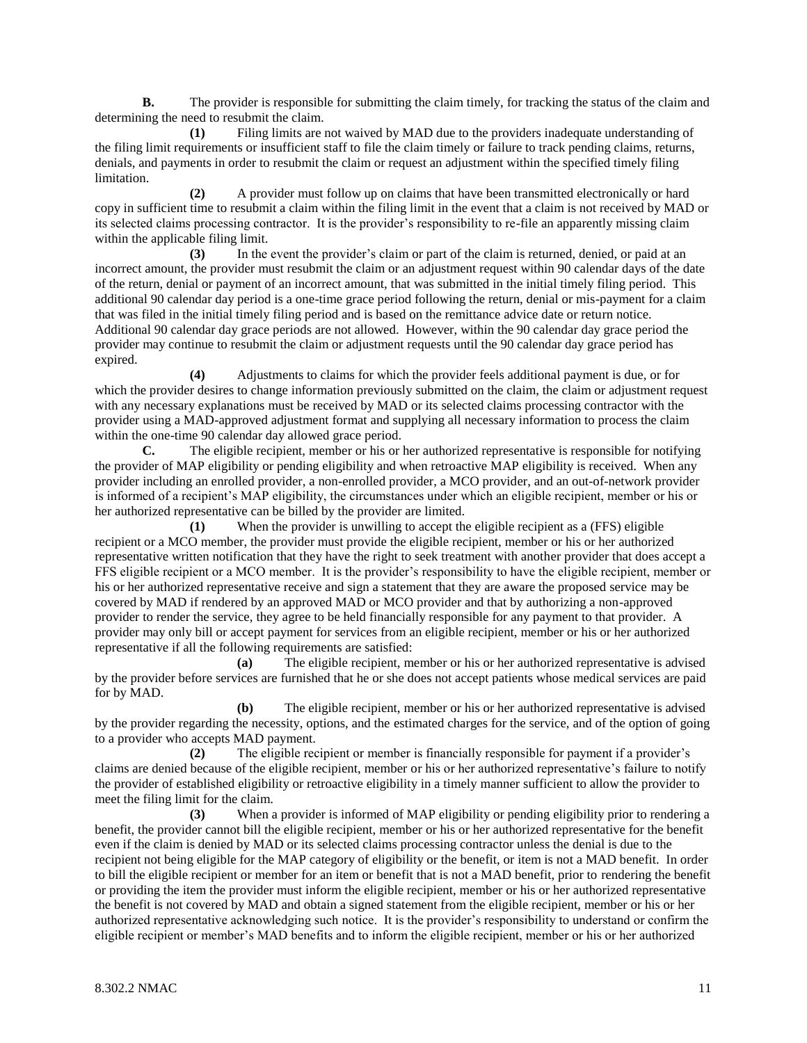**B.** The provider is responsible for submitting the claim timely, for tracking the status of the claim and determining the need to resubmit the claim.

**(1)** Filing limits are not waived by MAD due to the providers inadequate understanding of the filing limit requirements or insufficient staff to file the claim timely or failure to track pending claims, returns, denials, and payments in order to resubmit the claim or request an adjustment within the specified timely filing limitation.

**(2)** A provider must follow up on claims that have been transmitted electronically or hard copy in sufficient time to resubmit a claim within the filing limit in the event that a claim is not received by MAD or its selected claims processing contractor. It is the provider's responsibility to re-file an apparently missing claim within the applicable filing limit.

**(3)** In the event the provider's claim or part of the claim is returned, denied, or paid at an incorrect amount, the provider must resubmit the claim or an adjustment request within 90 calendar days of the date of the return, denial or payment of an incorrect amount, that was submitted in the initial timely filing period. This additional 90 calendar day period is a one-time grace period following the return, denial or mis-payment for a claim that was filed in the initial timely filing period and is based on the remittance advice date or return notice. Additional 90 calendar day grace periods are not allowed. However, within the 90 calendar day grace period the provider may continue to resubmit the claim or adjustment requests until the 90 calendar day grace period has expired.

**(4)** Adjustments to claims for which the provider feels additional payment is due, or for which the provider desires to change information previously submitted on the claim, the claim or adjustment request with any necessary explanations must be received by MAD or its selected claims processing contractor with the provider using a MAD-approved adjustment format and supplying all necessary information to process the claim within the one-time 90 calendar day allowed grace period.

**C.** The eligible recipient, member or his or her authorized representative is responsible for notifying the provider of MAP eligibility or pending eligibility and when retroactive MAP eligibility is received. When any provider including an enrolled provider, a non-enrolled provider, a MCO provider, and an out-of-network provider is informed of a recipient's MAP eligibility, the circumstances under which an eligible recipient, member or his or her authorized representative can be billed by the provider are limited.

**(1)** When the provider is unwilling to accept the eligible recipient as a (FFS) eligible recipient or a MCO member, the provider must provide the eligible recipient, member or his or her authorized representative written notification that they have the right to seek treatment with another provider that does accept a FFS eligible recipient or a MCO member. It is the provider's responsibility to have the eligible recipient, member or his or her authorized representative receive and sign a statement that they are aware the proposed service may be covered by MAD if rendered by an approved MAD or MCO provider and that by authorizing a non-approved provider to render the service, they agree to be held financially responsible for any payment to that provider. A provider may only bill or accept payment for services from an eligible recipient, member or his or her authorized representative if all the following requirements are satisfied:

**(a)** The eligible recipient, member or his or her authorized representative is advised by the provider before services are furnished that he or she does not accept patients whose medical services are paid for by MAD.

**(b)** The eligible recipient, member or his or her authorized representative is advised by the provider regarding the necessity, options, and the estimated charges for the service, and of the option of going to a provider who accepts MAD payment.

**(2)** The eligible recipient or member is financially responsible for payment if a provider's claims are denied because of the eligible recipient, member or his or her authorized representative's failure to notify the provider of established eligibility or retroactive eligibility in a timely manner sufficient to allow the provider to meet the filing limit for the claim.

**(3)** When a provider is informed of MAP eligibility or pending eligibility prior to rendering a benefit, the provider cannot bill the eligible recipient, member or his or her authorized representative for the benefit even if the claim is denied by MAD or its selected claims processing contractor unless the denial is due to the recipient not being eligible for the MAP category of eligibility or the benefit, or item is not a MAD benefit. In order to bill the eligible recipient or member for an item or benefit that is not a MAD benefit, prior to rendering the benefit or providing the item the provider must inform the eligible recipient, member or his or her authorized representative the benefit is not covered by MAD and obtain a signed statement from the eligible recipient, member or his or her authorized representative acknowledging such notice. It is the provider's responsibility to understand or confirm the eligible recipient or member's MAD benefits and to inform the eligible recipient, member or his or her authorized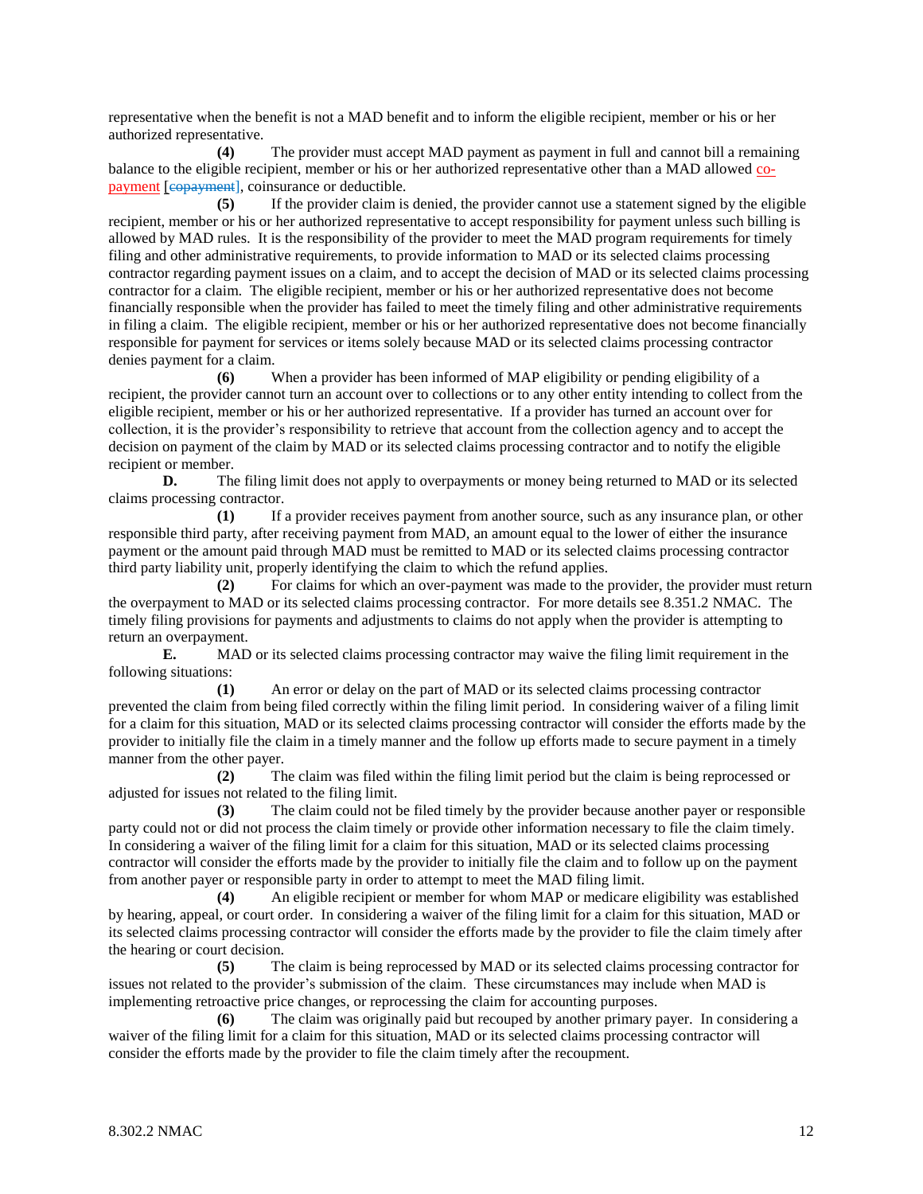representative when the benefit is not a MAD benefit and to inform the eligible recipient, member or his or her authorized representative.

**(4)** The provider must accept MAD payment as payment in full and cannot bill a remaining balance to the eligible recipient, member or his or her authorized representative other than a MAD allowed co-payment [~~copayment~~], coinsurance or deductible.

**(5)** If the provider claim is denied, the provider cannot use a statement signed by the eligible recipient, member or his or her authorized representative to accept responsibility for payment unless such billing is allowed by MAD rules. It is the responsibility of the provider to meet the MAD program requirements for timely filing and other administrative requirements, to provide information to MAD or its selected claims processing contractor regarding payment issues on a claim, and to accept the decision of MAD or its selected claims processing contractor for a claim. The eligible recipient, member or his or her authorized representative does not become financially responsible when the provider has failed to meet the timely filing and other administrative requirements in filing a claim. The eligible recipient, member or his or her authorized representative does not become financially responsible for payment for services or items solely because MAD or its selected claims processing contractor denies payment for a claim.

**(6)** When a provider has been informed of MAP eligibility or pending eligibility of a recipient, the provider cannot turn an account over to collections or to any other entity intending to collect from the eligible recipient, member or his or her authorized representative. If a provider has turned an account over for collection, it is the provider's responsibility to retrieve that account from the collection agency and to accept the decision on payment of the claim by MAD or its selected claims processing contractor and to notify the eligible recipient or member.

**D.** The filing limit does not apply to overpayments or money being returned to MAD or its selected claims processing contractor.

**(1)** If a provider receives payment from another source, such as any insurance plan, or other responsible third party, after receiving payment from MAD, an amount equal to the lower of either the insurance payment or the amount paid through MAD must be remitted to MAD or its selected claims processing contractor third party liability unit, properly identifying the claim to which the refund applies.

**(2)** For claims for which an over-payment was made to the provider, the provider must return the overpayment to MAD or its selected claims processing contractor. For more details see 8.351.2 NMAC. The timely filing provisions for payments and adjustments to claims do not apply when the provider is attempting to return an overpayment.

**E.** MAD or its selected claims processing contractor may waive the filing limit requirement in the following situations:

**(1)** An error or delay on the part of MAD or its selected claims processing contractor prevented the claim from being filed correctly within the filing limit period. In considering waiver of a filing limit for a claim for this situation, MAD or its selected claims processing contractor will consider the efforts made by the provider to initially file the claim in a timely manner and the follow up efforts made to secure payment in a timely manner from the other payer.

**(2)** The claim was filed within the filing limit period but the claim is being reprocessed or adjusted for issues not related to the filing limit.

**(3)** The claim could not be filed timely by the provider because another payer or responsible party could not or did not process the claim timely or provide other information necessary to file the claim timely. In considering a waiver of the filing limit for a claim for this situation, MAD or its selected claims processing contractor will consider the efforts made by the provider to initially file the claim and to follow up on the payment from another payer or responsible party in order to attempt to meet the MAD filing limit.

**(4)** An eligible recipient or member for whom MAP or medicare eligibility was established by hearing, appeal, or court order. In considering a waiver of the filing limit for a claim for this situation, MAD or its selected claims processing contractor will consider the efforts made by the provider to file the claim timely after the hearing or court decision.

**(5)** The claim is being reprocessed by MAD or its selected claims processing contractor for issues not related to the provider's submission of the claim. These circumstances may include when MAD is implementing retroactive price changes, or reprocessing the claim for accounting purposes.

**(6)** The claim was originally paid but recouped by another primary payer. In considering a waiver of the filing limit for a claim for this situation, MAD or its selected claims processing contractor will consider the efforts made by the provider to file the claim timely after the recoupment.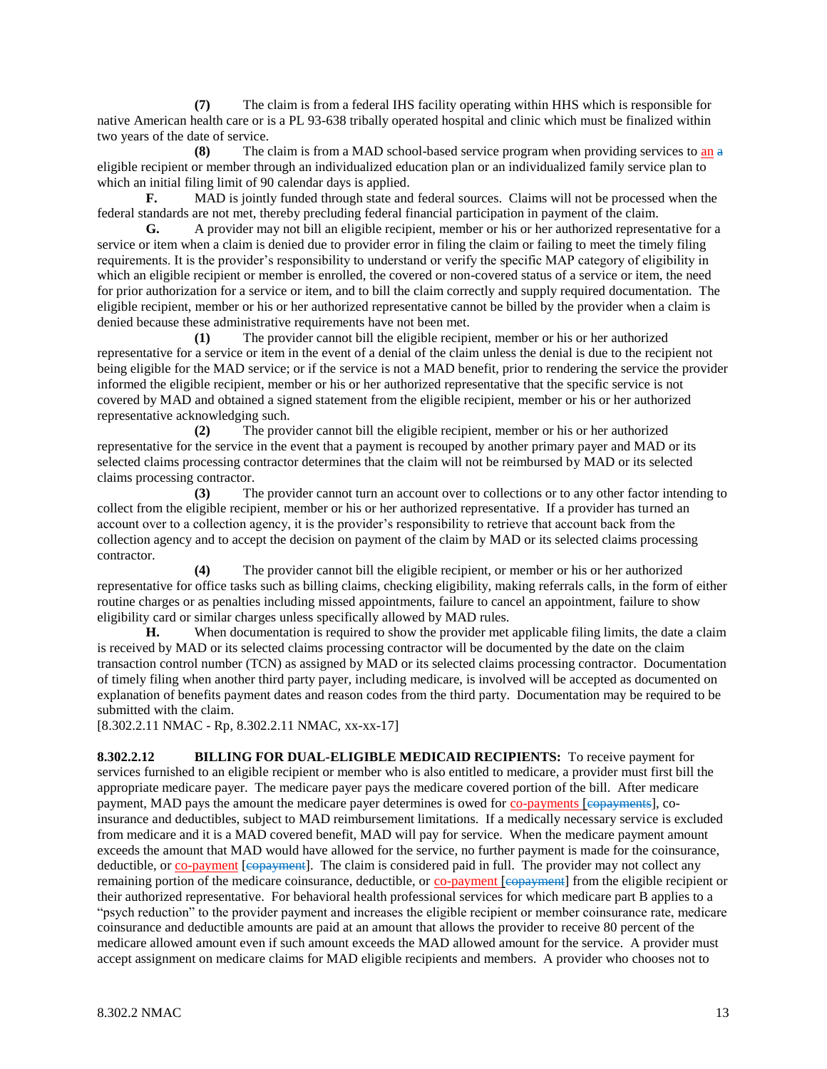**(7)** The claim is from a federal IHS facility operating within HHS which is responsible for native American health care or is a PL 93-638 tribally operated hospital and clinic which must be finalized within two years of the date of service.

**(8)** The claim is from a MAD school-based service program when providing services to an a eligible recipient or member through an individualized education plan or an individualized family service plan to which an initial filing limit of 90 calendar days is applied.

**F.** MAD is jointly funded through state and federal sources. Claims will not be processed when the federal standards are not met, thereby precluding federal financial participation in payment of the claim.

**G.** A provider may not bill an eligible recipient, member or his or her authorized representative for a service or item when a claim is denied due to provider error in filing the claim or failing to meet the timely filing requirements. It is the provider's responsibility to understand or verify the specific MAP category of eligibility in which an eligible recipient or member is enrolled, the covered or non-covered status of a service or item, the need for prior authorization for a service or item, and to bill the claim correctly and supply required documentation. The eligible recipient, member or his or her authorized representative cannot be billed by the provider when a claim is denied because these administrative requirements have not been met.

**(1)** The provider cannot bill the eligible recipient, member or his or her authorized representative for a service or item in the event of a denial of the claim unless the denial is due to the recipient not being eligible for the MAD service; or if the service is not a MAD benefit, prior to rendering the service the provider informed the eligible recipient, member or his or her authorized representative that the specific service is not covered by MAD and obtained a signed statement from the eligible recipient, member or his or her authorized representative acknowledging such.

**(2)** The provider cannot bill the eligible recipient, member or his or her authorized representative for the service in the event that a payment is recouped by another primary payer and MAD or its selected claims processing contractor determines that the claim will not be reimbursed by MAD or its selected claims processing contractor.

**(3)** The provider cannot turn an account over to collections or to any other factor intending to collect from the eligible recipient, member or his or her authorized representative. If a provider has turned an account over to a collection agency, it is the provider's responsibility to retrieve that account back from the collection agency and to accept the decision on payment of the claim by MAD or its selected claims processing contractor.

**(4)** The provider cannot bill the eligible recipient, or member or his or her authorized representative for office tasks such as billing claims, checking eligibility, making referrals calls, in the form of either routine charges or as penalties including missed appointments, failure to cancel an appointment, failure to show eligibility card or similar charges unless specifically allowed by MAD rules.

**H.** When documentation is required to show the provider met applicable filing limits, the date a claim is received by MAD or its selected claims processing contractor will be documented by the date on the claim transaction control number (TCN) as assigned by MAD or its selected claims processing contractor. Documentation of timely filing when another third party payer, including medicare, is involved will be accepted as documented on explanation of benefits payment dates and reason codes from the third party. Documentation may be required to be submitted with the claim.

[8.302.2.11 NMAC - Rp, 8.302.2.11 NMAC, xx-xx-17]

**8.302.2.12 BILLING FOR DUAL-ELIGIBLE MEDICAID RECIPIENTS:** To receive payment for services furnished to an eligible recipient or member who is also entitled to medicare, a provider must first bill the appropriate medicare payer. The medicare payer pays the medicare covered portion of the bill. After medicare payment, MAD pays the amount the medicare payer determines is owed for co-payments [copayments], co-insurance and deductibles, subject to MAD reimbursement limitations. If a medically necessary service is excluded from medicare and it is a MAD covered benefit, MAD will pay for service. When the medicare payment amount exceeds the amount that MAD would have allowed for the service, no further payment is made for the coinsurance, deductible, or co-payment [copayment]. The claim is considered paid in full. The provider may not collect any remaining portion of the medicare coinsurance, deductible, or co-payment [copayment] from the eligible recipient or their authorized representative. For behavioral health professional services for which medicare part B applies to a "psych reduction" to the provider payment and increases the eligible recipient or member coinsurance rate, medicare coinsurance and deductible amounts are paid at an amount that allows the provider to receive 80 percent of the medicare allowed amount even if such amount exceeds the MAD allowed amount for the service. A provider must accept assignment on medicare claims for MAD eligible recipients and members. A provider who chooses not to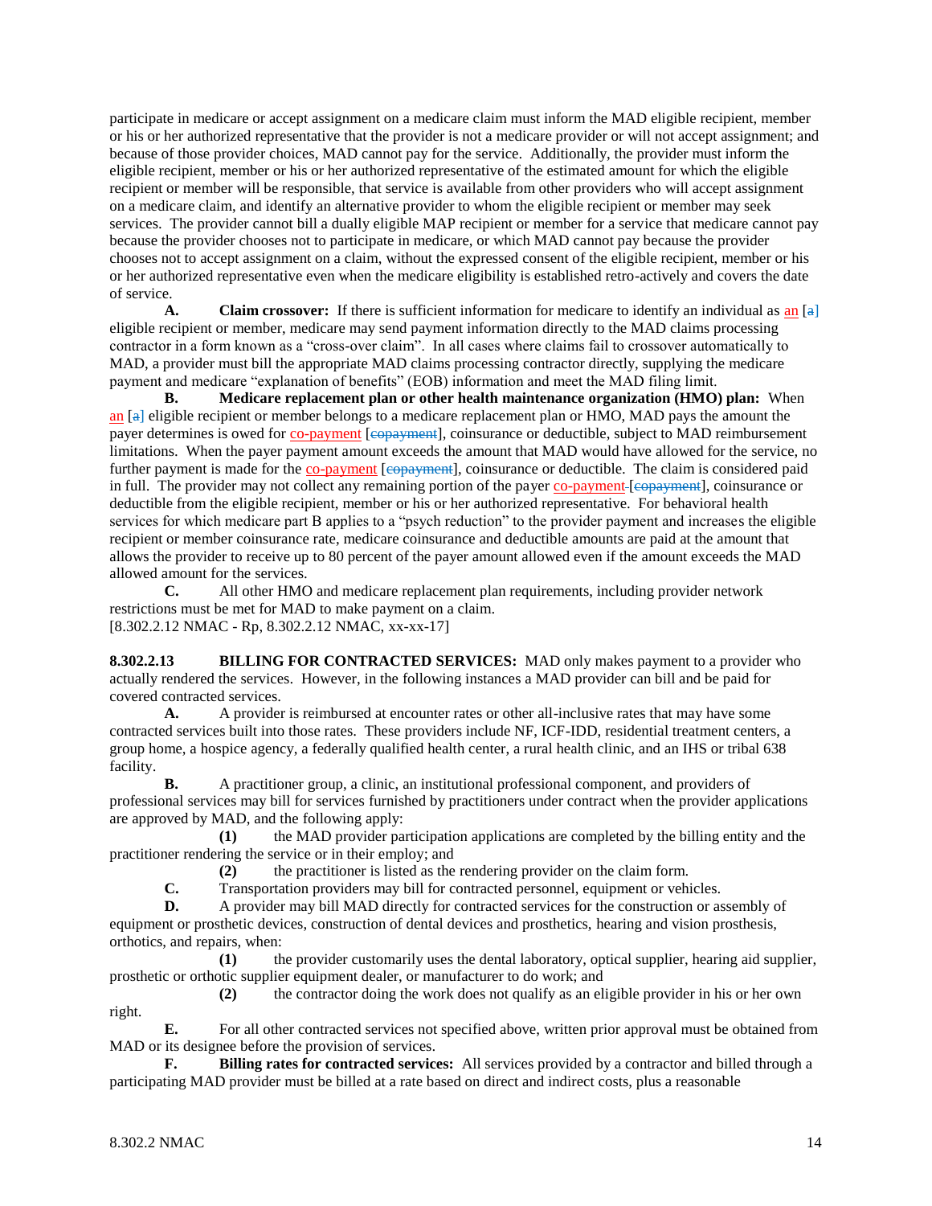participate in medicare or accept assignment on a medicare claim must inform the MAD eligible recipient, member or his or her authorized representative that the provider is not a medicare provider or will not accept assignment; and because of those provider choices, MAD cannot pay for the service. Additionally, the provider must inform the eligible recipient, member or his or her authorized representative of the estimated amount for which the eligible recipient or member will be responsible, that service is available from other providers who will accept assignment on a medicare claim, and identify an alternative provider to whom the eligible recipient or member may seek services. The provider cannot bill a dually eligible MAP recipient or member for a service that medicare cannot pay because the provider chooses not to participate in medicare, or which MAD cannot pay because the provider chooses not to accept assignment on a claim, without the expressed consent of the eligible recipient, member or his or her authorized representative even when the medicare eligibility is established retro-actively and covers the date of service.

**A. Claim crossover:** If there is sufficient information for medicare to identify an individual as an [a] eligible recipient or member, medicare may send payment information directly to the MAD claims processing contractor in a form known as a "cross-over claim". In all cases where claims fail to crossover automatically to MAD, a provider must bill the appropriate MAD claims processing contractor directly, supplying the medicare payment and medicare "explanation of benefits" (EOB) information and meet the MAD filing limit.

**B. Medicare replacement plan or other health maintenance organization (HMO) plan:** When an [a] eligible recipient or member belongs to a medicare replacement plan or HMO, MAD pays the amount the payer determines is owed for co-payment [~~copayment~~], coinsurance or deductible, subject to MAD reimbursement limitations. When the payer payment amount exceeds the amount that MAD would have allowed for the service, no further payment is made for the co-payment [~~copayment~~], coinsurance or deductible. The claim is considered paid in full. The provider may not collect any remaining portion of the payer co-payment [~~copayment~~], coinsurance or deductible from the eligible recipient, member or his or her authorized representative. For behavioral health services for which medicare part B applies to a "psych reduction" to the provider payment and increases the eligible recipient or member coinsurance rate, medicare coinsurance and deductible amounts are paid at the amount that allows the provider to receive up to 80 percent of the payer amount allowed even if the amount exceeds the MAD allowed amount for the services.

**C.** All other HMO and medicare replacement plan requirements, including provider network restrictions must be met for MAD to make payment on a claim.

[8.302.2.12 NMAC - Rp, 8.302.2.12 NMAC, xx-xx-17]

**8.302.2.13 BILLING FOR CONTRACTED SERVICES:** MAD only makes payment to a provider who actually rendered the services. However, in the following instances a MAD provider can bill and be paid for covered contracted services.

**A.** A provider is reimbursed at encounter rates or other all-inclusive rates that may have some contracted services built into those rates. These providers include NF, ICF-IDD, residential treatment centers, a group home, a hospice agency, a federally qualified health center, a rural health clinic, and an IHS or tribal 638 facility.

**B.** A practitioner group, a clinic, an institutional professional component, and providers of professional services may bill for services furnished by practitioners under contract when the provider applications are approved by MAD, and the following apply:

**(1)** the MAD provider participation applications are completed by the billing entity and the practitioner rendering the service or in their employ; and

**(2)** the practitioner is listed as the rendering provider on the claim form.

**C.** Transportation providers may bill for contracted personnel, equipment or vehicles.

**D.** A provider may bill MAD directly for contracted services for the construction or assembly of equipment or prosthetic devices, construction of dental devices and prosthetics, hearing and vision prosthesis, orthotics, and repairs, when:

**(1)** the provider customarily uses the dental laboratory, optical supplier, hearing aid supplier, prosthetic or orthotic supplier equipment dealer, or manufacturer to do work; and

**(2)** the contractor doing the work does not qualify as an eligible provider in his or her own right.

**E.** For all other contracted services not specified above, written prior approval must be obtained from MAD or its designee before the provision of services.

**F. Billing rates for contracted services:** All services provided by a contractor and billed through a participating MAD provider must be billed at a rate based on direct and indirect costs, plus a reasonable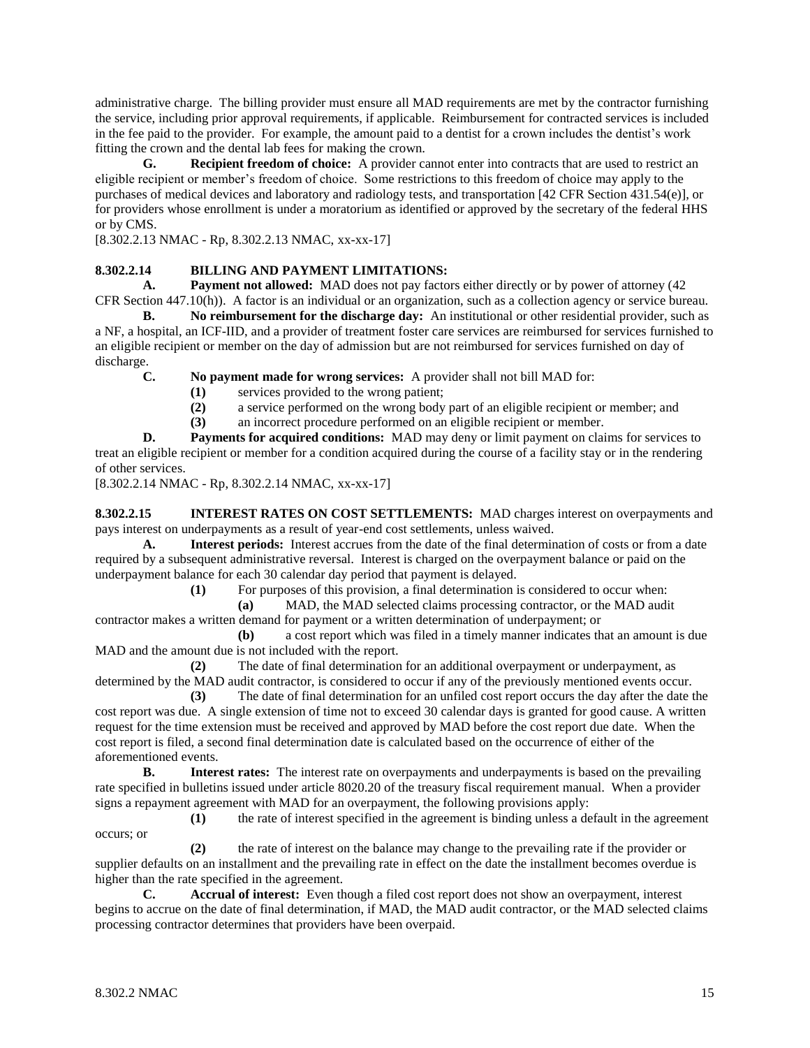administrative charge. The billing provider must ensure all MAD requirements are met by the contractor furnishing the service, including prior approval requirements, if applicable. Reimbursement for contracted services is included in the fee paid to the provider. For example, the amount paid to a dentist for a crown includes the dentist's work fitting the crown and the dental lab fees for making the crown.

**G. Recipient freedom of choice:** A provider cannot enter into contracts that are used to restrict an eligible recipient or member's freedom of choice. Some restrictions to this freedom of choice may apply to the purchases of medical devices and laboratory and radiology tests, and transportation [42 CFR Section 431.54(e)], or for providers whose enrollment is under a moratorium as identified or approved by the secretary of the federal HHS or by CMS.

[8.302.2.13 NMAC - Rp, 8.302.2.13 NMAC, xx-xx-17]

**8.302.2.14 BILLING AND PAYMENT LIMITATIONS:**

**A. Payment not allowed:** MAD does not pay factors either directly or by power of attorney (42 CFR Section 447.10(h)). A factor is an individual or an organization, such as a collection agency or service bureau.

**B. No reimbursement for the discharge day:** An institutional or other residential provider, such as a NF, a hospital, an ICF-IID, and a provider of treatment foster care services are reimbursed for services furnished to an eligible recipient or member on the day of admission but are not reimbursed for services furnished on day of discharge.

**C. No payment made for wrong services:** A provider shall not bill MAD for:

**(1)** services provided to the wrong patient;

**(2)** a service performed on the wrong body part of an eligible recipient or member; and

**(3)** an incorrect procedure performed on an eligible recipient or member.

**D. Payments for acquired conditions:** MAD may deny or limit payment on claims for services to treat an eligible recipient or member for a condition acquired during the course of a facility stay or in the rendering of other services.

[8.302.2.14 NMAC - Rp, 8.302.2.14 NMAC, xx-xx-17]

**8.302.2.15 INTEREST RATES ON COST SETTLEMENTS:** MAD charges interest on overpayments and pays interest on underpayments as a result of year-end cost settlements, unless waived.

**A. Interest periods:** Interest accrues from the date of the final determination of costs or from a date required by a subsequent administrative reversal. Interest is charged on the overpayment balance or paid on the underpayment balance for each 30 calendar day period that payment is delayed.

**(1)** For purposes of this provision, a final determination is considered to occur when:

**(a)** MAD, the MAD selected claims processing contractor, or the MAD audit contractor makes a written demand for payment or a written determination of underpayment; or

**(b)** a cost report which was filed in a timely manner indicates that an amount is due MAD and the amount due is not included with the report.

**(2)** The date of final determination for an additional overpayment or underpayment, as determined by the MAD audit contractor, is considered to occur if any of the previously mentioned events occur.

**(3)** The date of final determination for an unfiled cost report occurs the day after the date the cost report was due. A single extension of time not to exceed 30 calendar days is granted for good cause. A written request for the time extension must be received and approved by MAD before the cost report due date. When the cost report is filed, a second final determination date is calculated based on the occurrence of either of the aforementioned events.

**B. Interest rates:** The interest rate on overpayments and underpayments is based on the prevailing rate specified in bulletins issued under article 8020.20 of the treasury fiscal requirement manual. When a provider signs a repayment agreement with MAD for an overpayment, the following provisions apply:

**(1)** the rate of interest specified in the agreement is binding unless a default in the agreement occurs; or

**(2)** the rate of interest on the balance may change to the prevailing rate if the provider or supplier defaults on an installment and the prevailing rate in effect on the date the installment becomes overdue is higher than the rate specified in the agreement.

**C. Accrual of interest:** Even though a filed cost report does not show an overpayment, interest begins to accrue on the date of final determination, if MAD, the MAD audit contractor, or the MAD selected claims processing contractor determines that providers have been overpaid.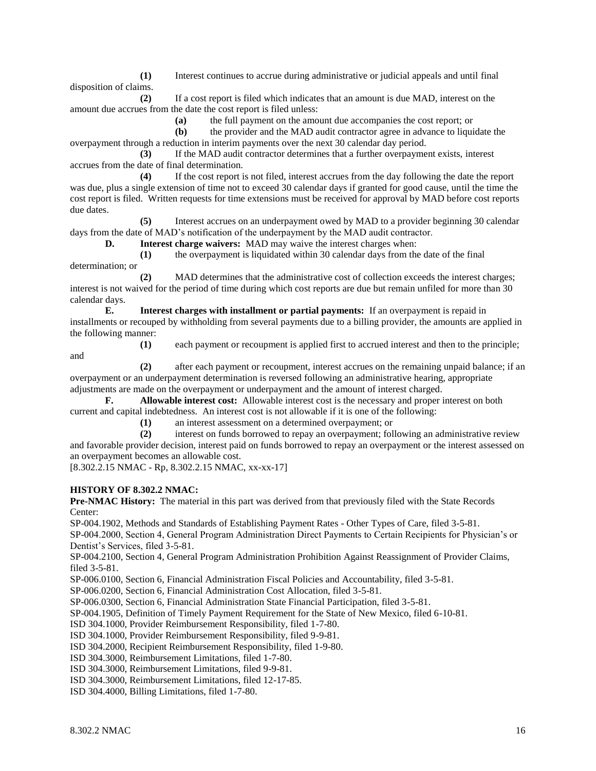**(1)** Interest continues to accrue during administrative or judicial appeals and until final disposition of claims.

**(2)** If a cost report is filed which indicates that an amount is due MAD, interest on the amount due accrues from the date the cost report is filed unless:

**(a)** the full payment on the amount due accompanies the cost report; or

**(b)** the provider and the MAD audit contractor agree in advance to liquidate the overpayment through a reduction in interim payments over the next 30 calendar day period.

**(3)** If the MAD audit contractor determines that a further overpayment exists, interest accrues from the date of final determination.

**(4)** If the cost report is not filed, interest accrues from the day following the date the report was due, plus a single extension of time not to exceed 30 calendar days if granted for good cause, until the time the cost report is filed. Written requests for time extensions must be received for approval by MAD before cost reports due dates.

**(5)** Interest accrues on an underpayment owed by MAD to a provider beginning 30 calendar days from the date of MAD's notification of the underpayment by the MAD audit contractor.

**D. Interest charge waivers:** MAD may waive the interest charges when:

**(1)** the overpayment is liquidated within 30 calendar days from the date of the final determination; or

**(2)** MAD determines that the administrative cost of collection exceeds the interest charges; interest is not waived for the period of time during which cost reports are due but remain unfiled for more than 30 calendar days.

**E. Interest charges with installment or partial payments:** If an overpayment is repaid in installments or recouped by withholding from several payments due to a billing provider, the amounts are applied in the following manner:

**(1)** each payment or recoupment is applied first to accrued interest and then to the principle; and

**(2)** after each payment or recoupment, interest accrues on the remaining unpaid balance; if an overpayment or an underpayment determination is reversed following an administrative hearing, appropriate adjustments are made on the overpayment or underpayment and the amount of interest charged.

**F. Allowable interest cost:** Allowable interest cost is the necessary and proper interest on both current and capital indebtedness. An interest cost is not allowable if it is one of the following:

**(1)** an interest assessment on a determined overpayment; or

**(2)** interest on funds borrowed to repay an overpayment; following an administrative review and favorable provider decision, interest paid on funds borrowed to repay an overpayment or the interest assessed on an overpayment becomes an allowable cost.

[8.302.2.15 NMAC - Rp, 8.302.2.15 NMAC, xx-xx-17]

**HISTORY OF 8.302.2 NMAC:**

**Pre-NMAC History:** The material in this part was derived from that previously filed with the State Records Center:

SP-004.1902, Methods and Standards of Establishing Payment Rates - Other Types of Care, filed 3-5-81.

SP-004.2000, Section 4, General Program Administration Direct Payments to Certain Recipients for Physician's or Dentist's Services, filed 3-5-81.

SP-004.2100, Section 4, General Program Administration Prohibition Against Reassignment of Provider Claims, filed 3-5-81.

SP-006.0100, Section 6, Financial Administration Fiscal Policies and Accountability, filed 3-5-81.

SP-006.0200, Section 6, Financial Administration Cost Allocation, filed 3-5-81.

SP-006.0300, Section 6, Financial Administration State Financial Participation, filed 3-5-81.

SP-004.1905, Definition of Timely Payment Requirement for the State of New Mexico, filed 6-10-81.

ISD 304.1000, Provider Reimbursement Responsibility, filed 1-7-80.

ISD 304.1000, Provider Reimbursement Responsibility, filed 9-9-81.

ISD 304.2000, Recipient Reimbursement Responsibility, filed 1-9-80.

ISD 304.3000, Reimbursement Limitations, filed 1-7-80.

ISD 304.3000, Reimbursement Limitations, filed 9-9-81.

ISD 304.3000, Reimbursement Limitations, filed 12-17-85.

ISD 304.4000, Billing Limitations, filed 1-7-80.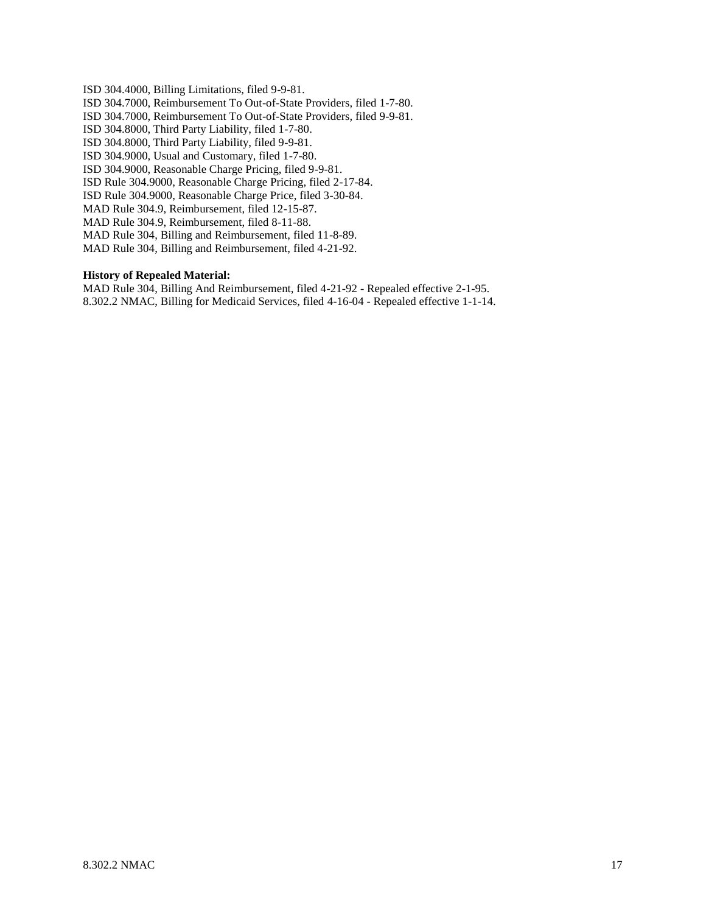ISD 304.4000, Billing Limitations, filed 9-9-81.
ISD 304.7000, Reimbursement To Out-of-State Providers, filed 1-7-80.
ISD 304.7000, Reimbursement To Out-of-State Providers, filed 9-9-81.
ISD 304.8000, Third Party Liability, filed 1-7-80.
ISD 304.8000, Third Party Liability, filed 9-9-81.
ISD 304.9000, Usual and Customary, filed 1-7-80.
ISD 304.9000, Reasonable Charge Pricing, filed 9-9-81.
ISD Rule 304.9000, Reasonable Charge Pricing, filed 2-17-84.
ISD Rule 304.9000, Reasonable Charge Price, filed 3-30-84.
MAD Rule 304.9, Reimbursement, filed 12-15-87.
MAD Rule 304.9, Reimbursement, filed 8-11-88.
MAD Rule 304, Billing and Reimbursement, filed 11-8-89.
MAD Rule 304, Billing and Reimbursement, filed 4-21-92.

**History of Repealed Material:**
MAD Rule 304, Billing And Reimbursement, filed 4-21-92 - Repealed effective 2-1-95.
8.302.2 NMAC, Billing for Medicaid Services, filed 4-16-04 - Repealed effective 1-1-14.